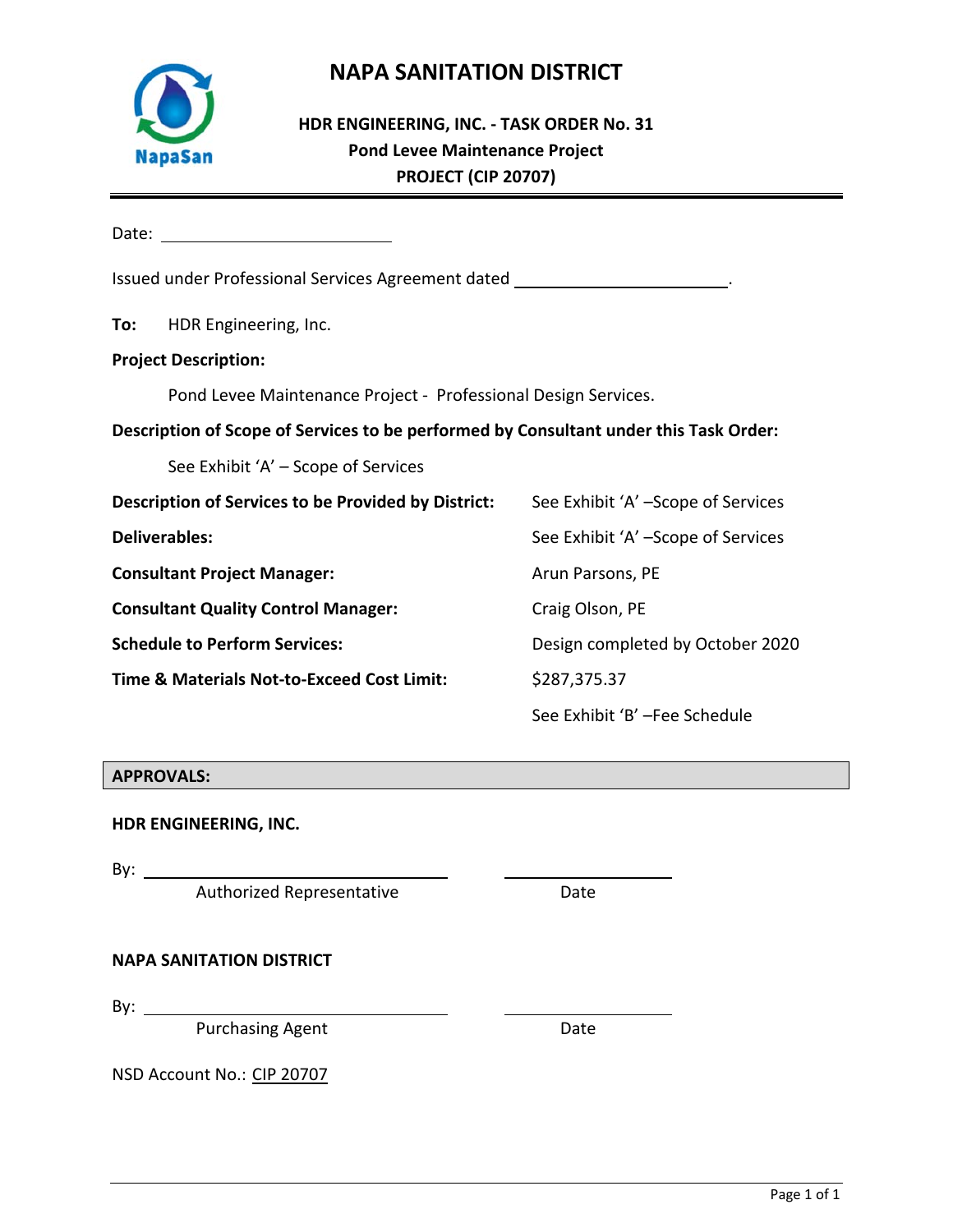NapaSan

# NAPA SANITATION DISTRICT

## HDR ENGINEERING, INC. - TASK ORDER No. 31
## Pond Levee Maintenance Project
## PROJECT (CIP 20707)

---

Date: ____________________

Issued under Professional Services Agreement dated ____________________.

**To:** HDR Engineering, Inc.

**Project Description:**

Pond Levee Maintenance Project - Professional Design Services.

**Description of Scope of Services to be performed by Consultant under this Task Order:**

See Exhibit 'A' – Scope of Services

**Description of Services to be Provided by District:** See Exhibit 'A' –Scope of Services

**Deliverables:** See Exhibit 'A' –Scope of Services

**Consultant Project Manager:** Arun Parsons, PE

**Consultant Quality Control Manager:** Craig Olson, PE

**Schedule to Perform Services:** Design completed by October 2020

**Time & Materials Not-to-Exceed Cost Limit:** $287,375.37

See Exhibit 'B' –Fee Schedule

**APPROVALS:**

**HDR ENGINEERING, INC.**

By: ______________________________ ____________________
Authorized Representative Date

**NAPA SANITATION DISTRICT**

By: ______________________________ ____________________
Purchasing Agent Date

NSD Account No.: CIP 20707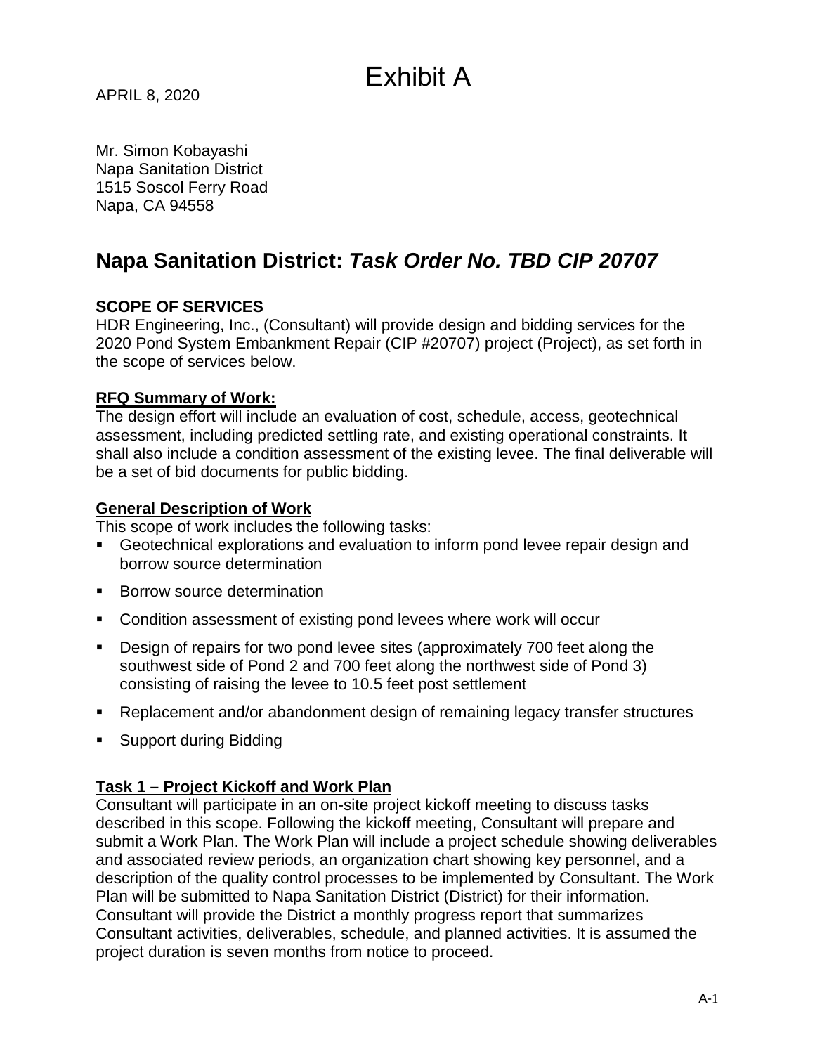# Exhibit A

APRIL 8, 2020

Mr. Simon Kobayashi
Napa Sanitation District
1515 Soscol Ferry Road
Napa, CA 94558

## Napa Sanitation District: *Task Order No. TBD CIP 20707*

**SCOPE OF SERVICES**

HDR Engineering, Inc., (Consultant) will provide design and bidding services for the 2020 Pond System Embankment Repair (CIP #20707) project (Project), as set forth in the scope of services below.

**RFQ Summary of Work:**

The design effort will include an evaluation of cost, schedule, access, geotechnical assessment, including predicted settling rate, and existing operational constraints. It shall also include a condition assessment of the existing levee. The final deliverable will be a set of bid documents for public bidding.

**General Description of Work**

This scope of work includes the following tasks:

- Geotechnical explorations and evaluation to inform pond levee repair design and borrow source determination
- Borrow source determination
- Condition assessment of existing pond levees where work will occur
- Design of repairs for two pond levee sites (approximately 700 feet along the southwest side of Pond 2 and 700 feet along the northwest side of Pond 3) consisting of raising the levee to 10.5 feet post settlement
- Replacement and/or abandonment design of remaining legacy transfer structures
- Support during Bidding

**Task 1 – Project Kickoff and Work Plan**

Consultant will participate in an on-site project kickoff meeting to discuss tasks described in this scope. Following the kickoff meeting, Consultant will prepare and submit a Work Plan. The Work Plan will include a project schedule showing deliverables and associated review periods, an organization chart showing key personnel, and a description of the quality control processes to be implemented by Consultant. The Work Plan will be submitted to Napa Sanitation District (District) for their information. Consultant will provide the District a monthly progress report that summarizes Consultant activities, deliverables, schedule, and planned activities. It is assumed the project duration is seven months from notice to proceed.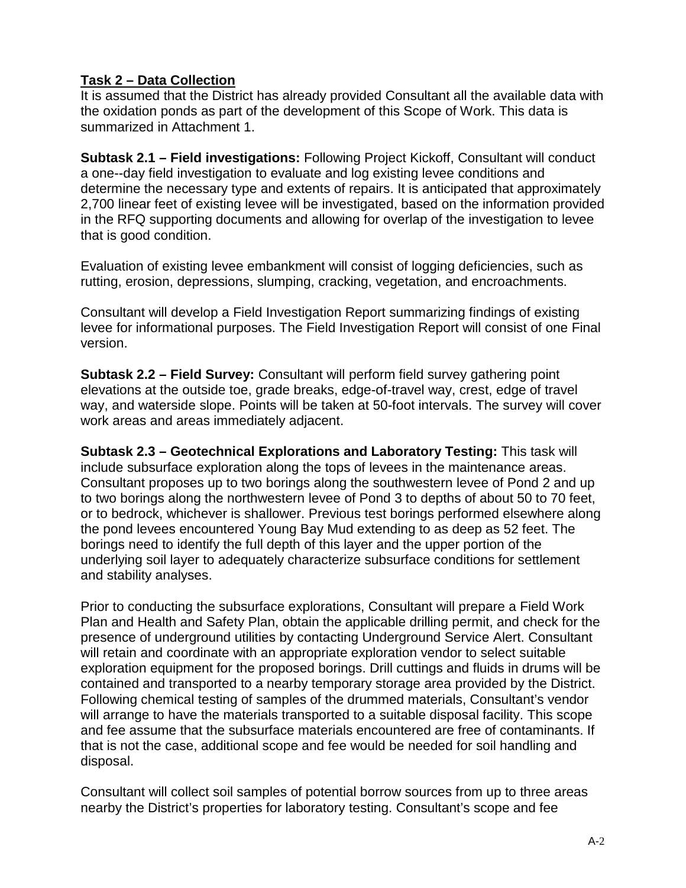**Task 2 – Data Collection**

It is assumed that the District has already provided Consultant all the available data with the oxidation ponds as part of the development of this Scope of Work. This data is summarized in Attachment 1.

**Subtask 2.1 – Field investigations:** Following Project Kickoff, Consultant will conduct a one--day field investigation to evaluate and log existing levee conditions and determine the necessary type and extents of repairs. It is anticipated that approximately 2,700 linear feet of existing levee will be investigated, based on the information provided in the RFQ supporting documents and allowing for overlap of the investigation to levee that is good condition.

Evaluation of existing levee embankment will consist of logging deficiencies, such as rutting, erosion, depressions, slumping, cracking, vegetation, and encroachments.

Consultant will develop a Field Investigation Report summarizing findings of existing levee for informational purposes. The Field Investigation Report will consist of one Final version.

**Subtask 2.2 – Field Survey:** Consultant will perform field survey gathering point elevations at the outside toe, grade breaks, edge-of-travel way, crest, edge of travel way, and waterside slope. Points will be taken at 50-foot intervals. The survey will cover work areas and areas immediately adjacent.

**Subtask 2.3 – Geotechnical Explorations and Laboratory Testing:** This task will include subsurface exploration along the tops of levees in the maintenance areas. Consultant proposes up to two borings along the southwestern levee of Pond 2 and up to two borings along the northwestern levee of Pond 3 to depths of about 50 to 70 feet, or to bedrock, whichever is shallower. Previous test borings performed elsewhere along the pond levees encountered Young Bay Mud extending to as deep as 52 feet. The borings need to identify the full depth of this layer and the upper portion of the underlying soil layer to adequately characterize subsurface conditions for settlement and stability analyses.

Prior to conducting the subsurface explorations, Consultant will prepare a Field Work Plan and Health and Safety Plan, obtain the applicable drilling permit, and check for the presence of underground utilities by contacting Underground Service Alert. Consultant will retain and coordinate with an appropriate exploration vendor to select suitable exploration equipment for the proposed borings. Drill cuttings and fluids in drums will be contained and transported to a nearby temporary storage area provided by the District. Following chemical testing of samples of the drummed materials, Consultant's vendor will arrange to have the materials transported to a suitable disposal facility. This scope and fee assume that the subsurface materials encountered are free of contaminants. If that is not the case, additional scope and fee would be needed for soil handling and disposal.

Consultant will collect soil samples of potential borrow sources from up to three areas nearby the District's properties for laboratory testing. Consultant's scope and fee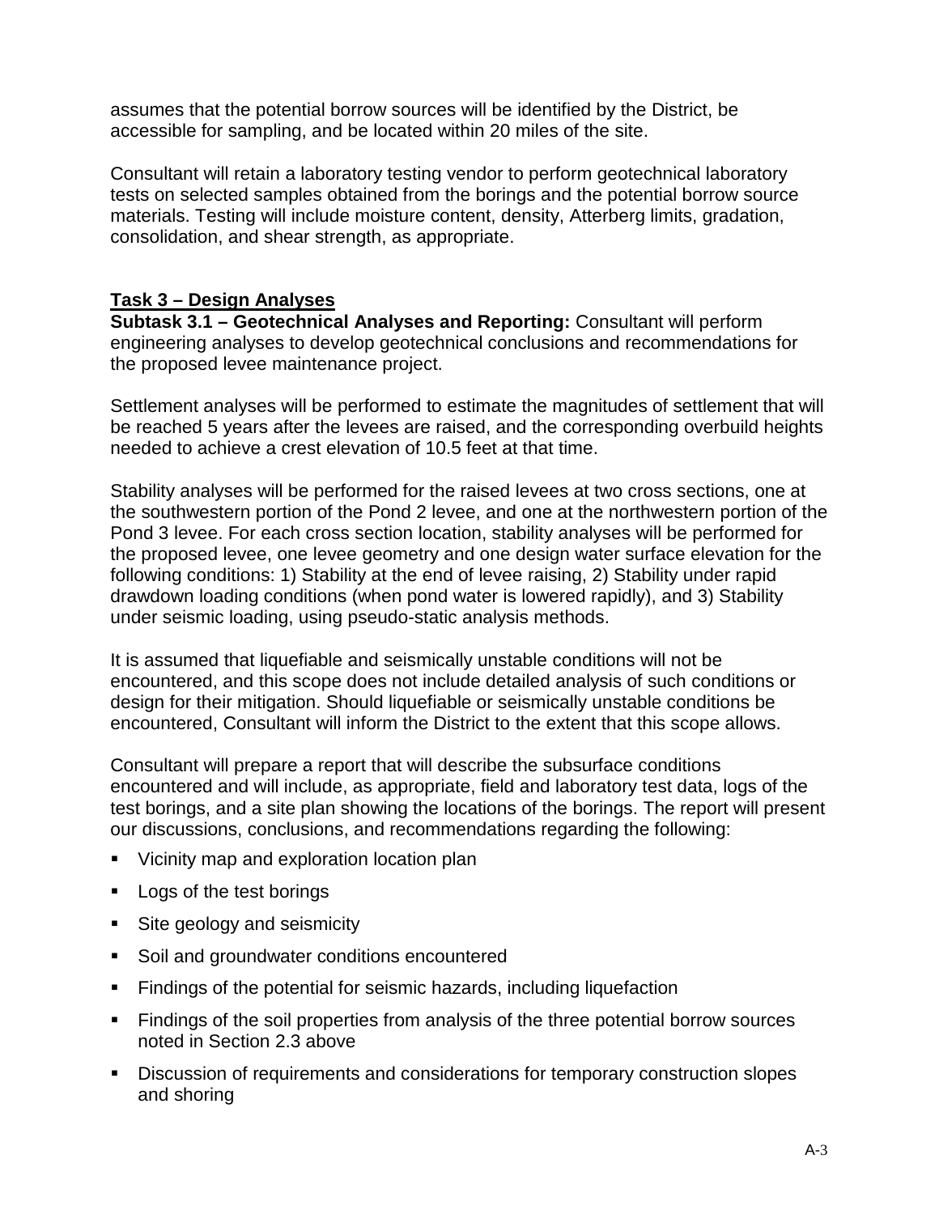assumes that the potential borrow sources will be identified by the District, be accessible for sampling, and be located within 20 miles of the site.

Consultant will retain a laboratory testing vendor to perform geotechnical laboratory tests on selected samples obtained from the borings and the potential borrow source materials. Testing will include moisture content, density, Atterberg limits, gradation, consolidation, and shear strength, as appropriate.

## Task 3 – Design Analyses

**Subtask 3.1 – Geotechnical Analyses and Reporting:** Consultant will perform engineering analyses to develop geotechnical conclusions and recommendations for the proposed levee maintenance project.

Settlement analyses will be performed to estimate the magnitudes of settlement that will be reached 5 years after the levees are raised, and the corresponding overbuild heights needed to achieve a crest elevation of 10.5 feet at that time.

Stability analyses will be performed for the raised levees at two cross sections, one at the southwestern portion of the Pond 2 levee, and one at the northwestern portion of the Pond 3 levee. For each cross section location, stability analyses will be performed for the proposed levee, one levee geometry and one design water surface elevation for the following conditions: 1) Stability at the end of levee raising, 2) Stability under rapid drawdown loading conditions (when pond water is lowered rapidly), and 3) Stability under seismic loading, using pseudo-static analysis methods.

It is assumed that liquefiable and seismically unstable conditions will not be encountered, and this scope does not include detailed analysis of such conditions or design for their mitigation. Should liquefiable or seismically unstable conditions be encountered, Consultant will inform the District to the extent that this scope allows.

Consultant will prepare a report that will describe the subsurface conditions encountered and will include, as appropriate, field and laboratory test data, logs of the test borings, and a site plan showing the locations of the borings. The report will present our discussions, conclusions, and recommendations regarding the following:

- Vicinity map and exploration location plan
- Logs of the test borings
- Site geology and seismicity
- Soil and groundwater conditions encountered
- Findings of the potential for seismic hazards, including liquefaction
- Findings of the soil properties from analysis of the three potential borrow sources noted in Section 2.3 above
- Discussion of requirements and considerations for temporary construction slopes and shoring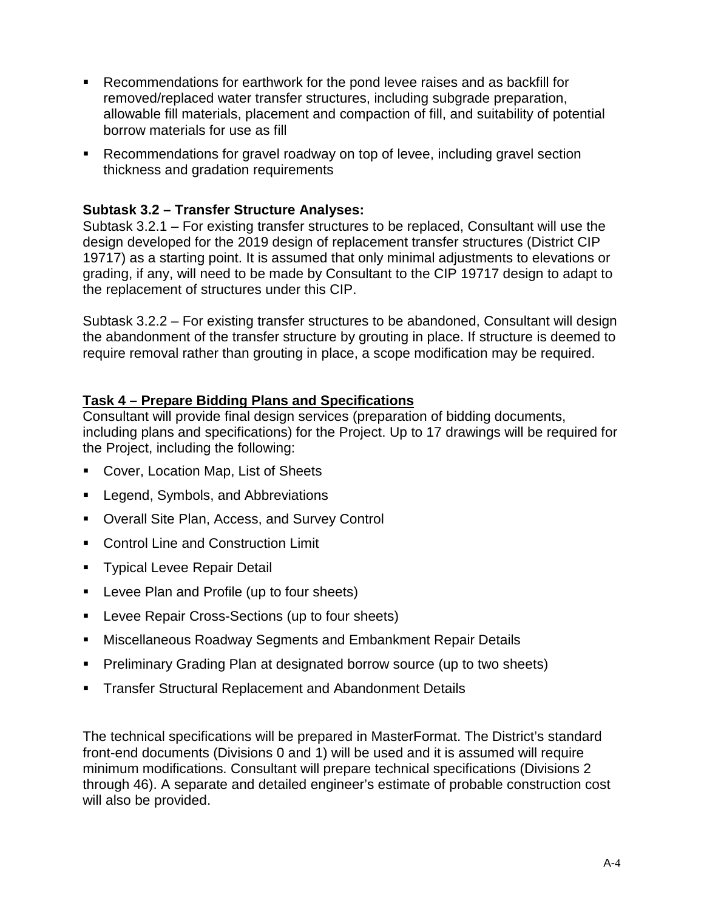- Recommendations for earthwork for the pond levee raises and as backfill for removed/replaced water transfer structures, including subgrade preparation, allowable fill materials, placement and compaction of fill, and suitability of potential borrow materials for use as fill
- Recommendations for gravel roadway on top of levee, including gravel section thickness and gradation requirements

**Subtask 3.2 – Transfer Structure Analyses:**
Subtask 3.2.1 – For existing transfer structures to be replaced, Consultant will use the design developed for the 2019 design of replacement transfer structures (District CIP 19717) as a starting point. It is assumed that only minimal adjustments to elevations or grading, if any, will need to be made by Consultant to the CIP 19717 design to adapt to the replacement of structures under this CIP.

Subtask 3.2.2 – For existing transfer structures to be abandoned, Consultant will design the abandonment of the transfer structure by grouting in place. If structure is deemed to require removal rather than grouting in place, a scope modification may be required.

**Task 4 – Prepare Bidding Plans and Specifications**

Consultant will provide final design services (preparation of bidding documents, including plans and specifications) for the Project. Up to 17 drawings will be required for the Project, including the following:

- Cover, Location Map, List of Sheets
- Legend, Symbols, and Abbreviations
- Overall Site Plan, Access, and Survey Control
- Control Line and Construction Limit
- Typical Levee Repair Detail
- Levee Plan and Profile (up to four sheets)
- Levee Repair Cross-Sections (up to four sheets)
- Miscellaneous Roadway Segments and Embankment Repair Details
- Preliminary Grading Plan at designated borrow source (up to two sheets)
- Transfer Structural Replacement and Abandonment Details

The technical specifications will be prepared in MasterFormat. The District's standard front-end documents (Divisions 0 and 1) will be used and it is assumed will require minimum modifications. Consultant will prepare technical specifications (Divisions 2 through 46). A separate and detailed engineer's estimate of probable construction cost will also be provided.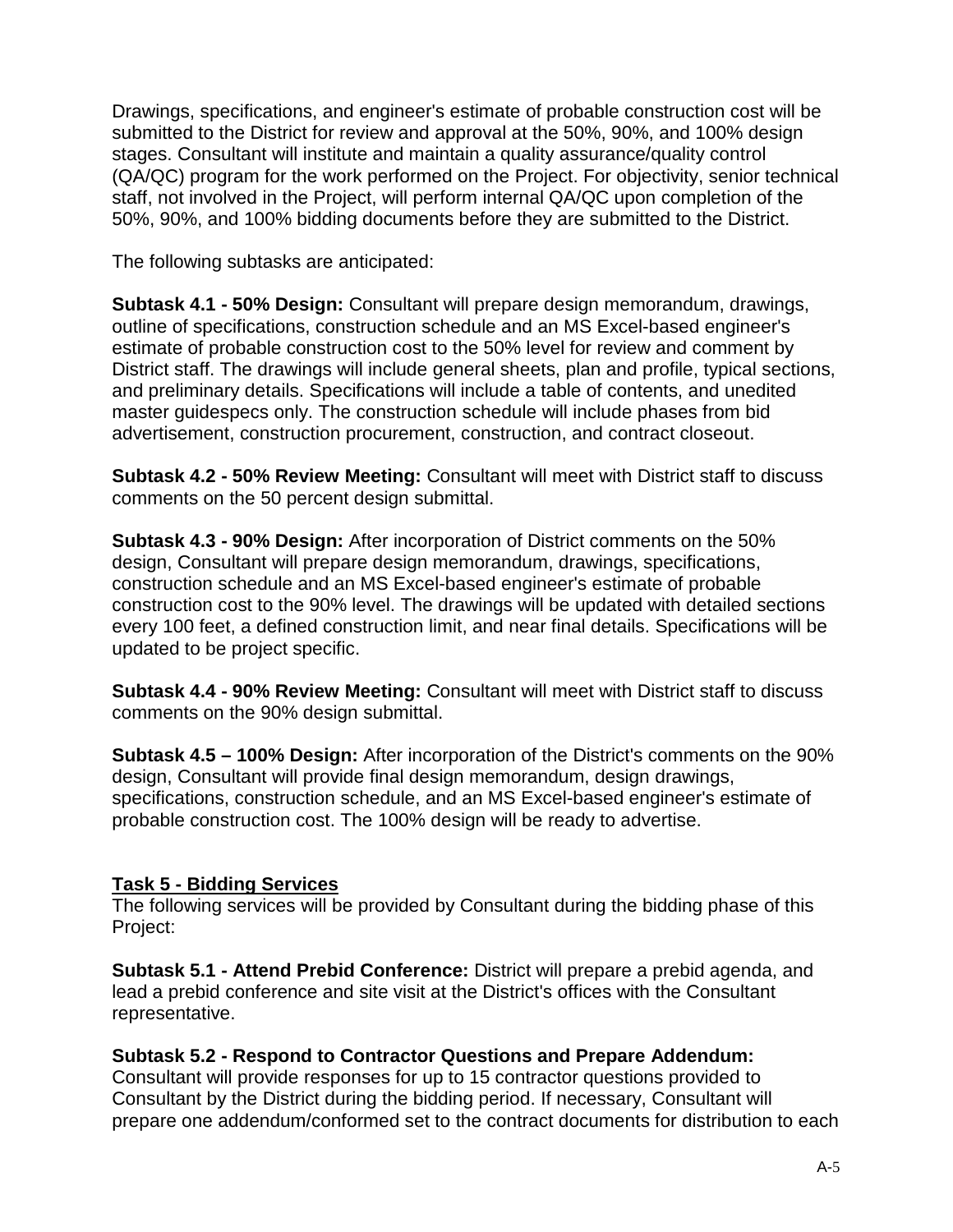Drawings, specifications, and engineer's estimate of probable construction cost will be submitted to the District for review and approval at the 50%, 90%, and 100% design stages. Consultant will institute and maintain a quality assurance/quality control (QA/QC) program for the work performed on the Project. For objectivity, senior technical staff, not involved in the Project, will perform internal QA/QC upon completion of the 50%, 90%, and 100% bidding documents before they are submitted to the District.

The following subtasks are anticipated:

**Subtask 4.1 - 50% Design:** Consultant will prepare design memorandum, drawings, outline of specifications, construction schedule and an MS Excel-based engineer's estimate of probable construction cost to the 50% level for review and comment by District staff. The drawings will include general sheets, plan and profile, typical sections, and preliminary details. Specifications will include a table of contents, and unedited master guidespecs only. The construction schedule will include phases from bid advertisement, construction procurement, construction, and contract closeout.

**Subtask 4.2 - 50% Review Meeting:** Consultant will meet with District staff to discuss comments on the 50 percent design submittal.

**Subtask 4.3 - 90% Design:** After incorporation of District comments on the 50% design, Consultant will prepare design memorandum, drawings, specifications, construction schedule and an MS Excel-based engineer's estimate of probable construction cost to the 90% level. The drawings will be updated with detailed sections every 100 feet, a defined construction limit, and near final details. Specifications will be updated to be project specific.

**Subtask 4.4 - 90% Review Meeting:** Consultant will meet with District staff to discuss comments on the 90% design submittal.

**Subtask 4.5 – 100% Design:** After incorporation of the District's comments on the 90% design, Consultant will provide final design memorandum, design drawings, specifications, construction schedule, and an MS Excel-based engineer's estimate of probable construction cost. The 100% design will be ready to advertise.

## Task 5 - Bidding Services

The following services will be provided by Consultant during the bidding phase of this Project:

**Subtask 5.1 - Attend Prebid Conference:** District will prepare a prebid agenda, and lead a prebid conference and site visit at the District's offices with the Consultant representative.

**Subtask 5.2 - Respond to Contractor Questions and Prepare Addendum:** Consultant will provide responses for up to 15 contractor questions provided to Consultant by the District during the bidding period. If necessary, Consultant will prepare one addendum/conformed set to the contract documents for distribution to each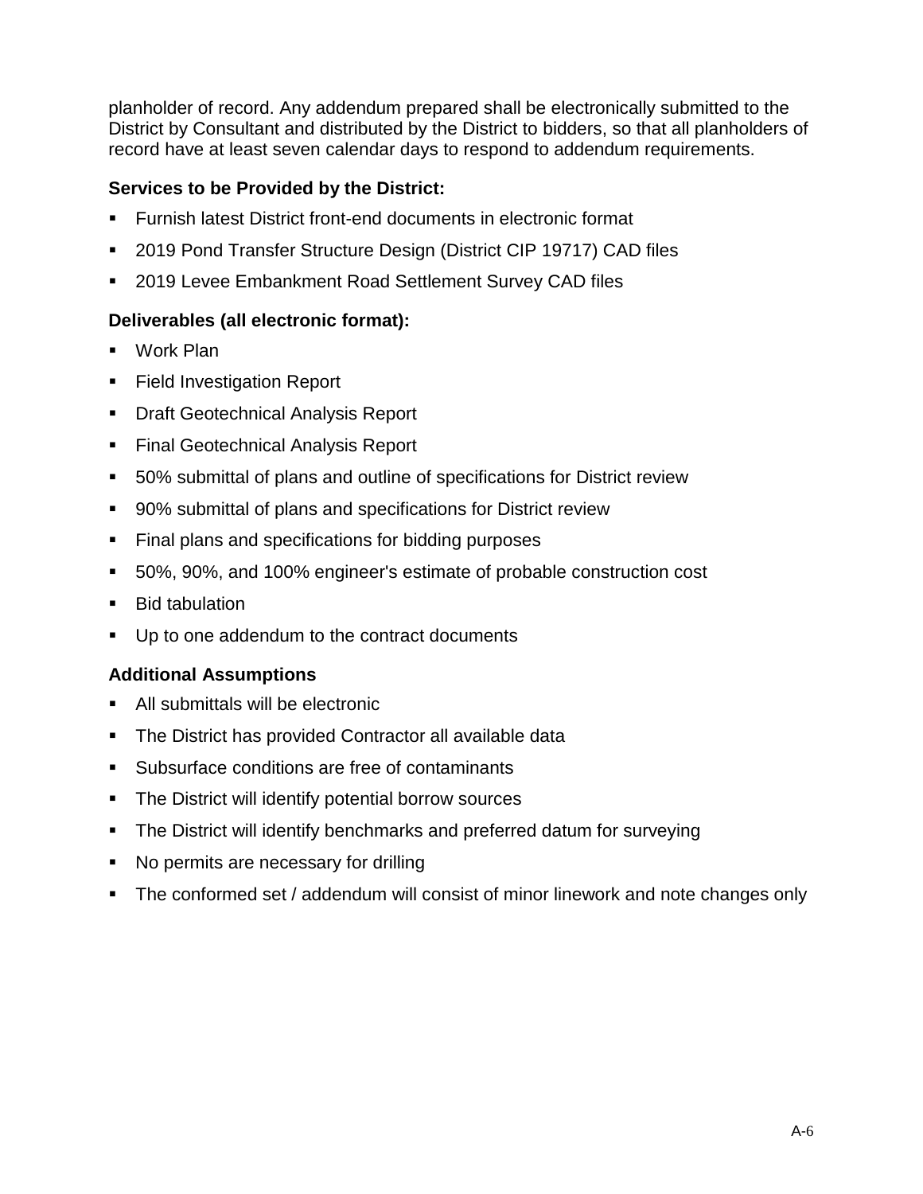planholder of record. Any addendum prepared shall be electronically submitted to the District by Consultant and distributed by the District to bidders, so that all planholders of record have at least seven calendar days to respond to addendum requirements.

**Services to be Provided by the District:**

- Furnish latest District front-end documents in electronic format
- 2019 Pond Transfer Structure Design (District CIP 19717) CAD files
- 2019 Levee Embankment Road Settlement Survey CAD files

**Deliverables (all electronic format):**

- Work Plan
- Field Investigation Report
- Draft Geotechnical Analysis Report
- Final Geotechnical Analysis Report
- 50% submittal of plans and outline of specifications for District review
- 90% submittal of plans and specifications for District review
- Final plans and specifications for bidding purposes
- 50%, 90%, and 100% engineer's estimate of probable construction cost
- Bid tabulation
- Up to one addendum to the contract documents

**Additional Assumptions**

- All submittals will be electronic
- The District has provided Contractor all available data
- Subsurface conditions are free of contaminants
- The District will identify potential borrow sources
- The District will identify benchmarks and preferred datum for surveying
- No permits are necessary for drilling
- The conformed set / addendum will consist of minor linework and note changes only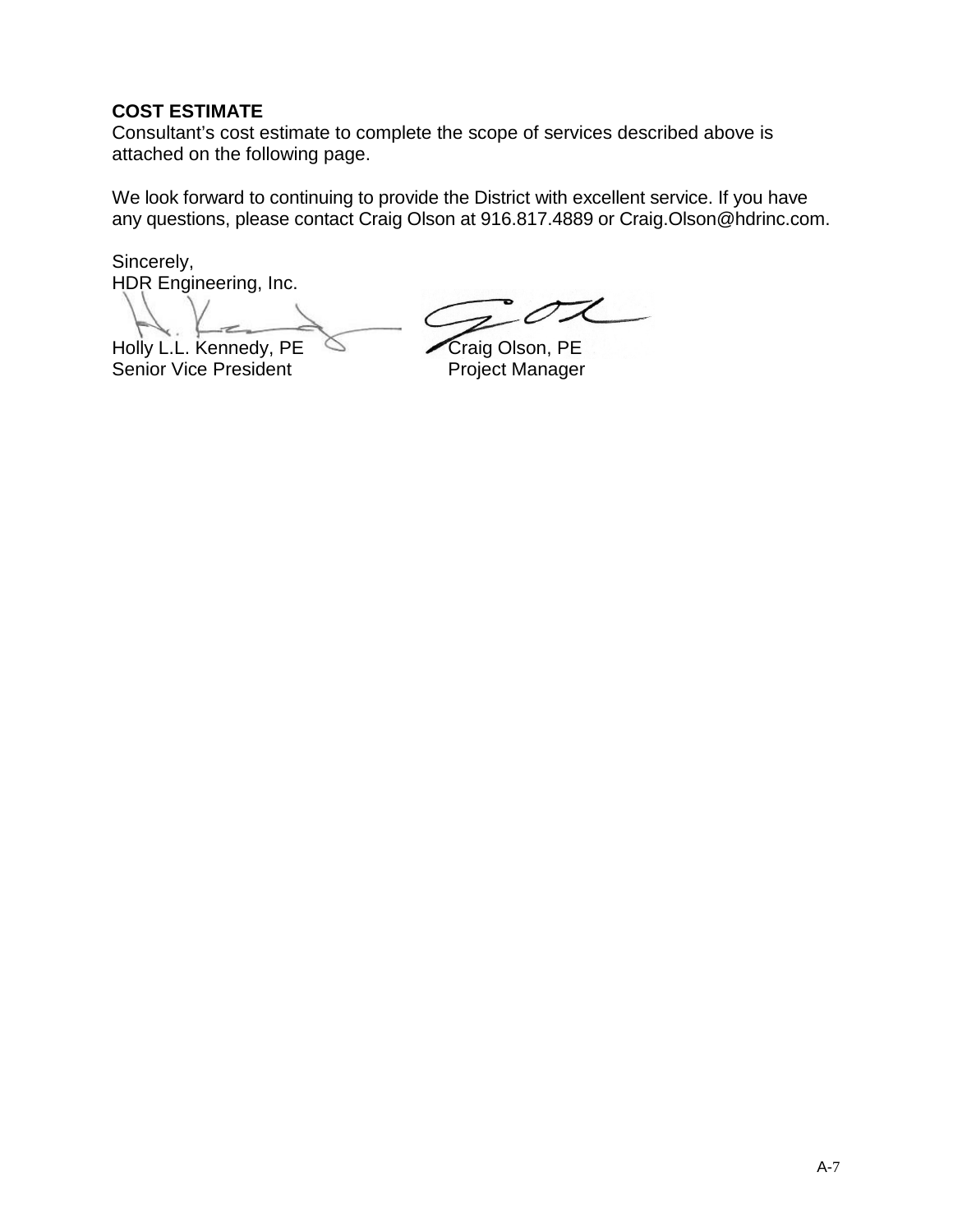**COST ESTIMATE**

Consultant's cost estimate to complete the scope of services described above is attached on the following page.

We look forward to continuing to provide the District with excellent service. If you have any questions, please contact Craig Olson at 916.817.4889 or Craig.Olson@hdrinc.com.

Sincerely,
HDR Engineering, Inc.

| | |
|---|---|
| Holly L.L. Kennedy, PE | Craig Olson, PE |
| Senior Vice President | Project Manager |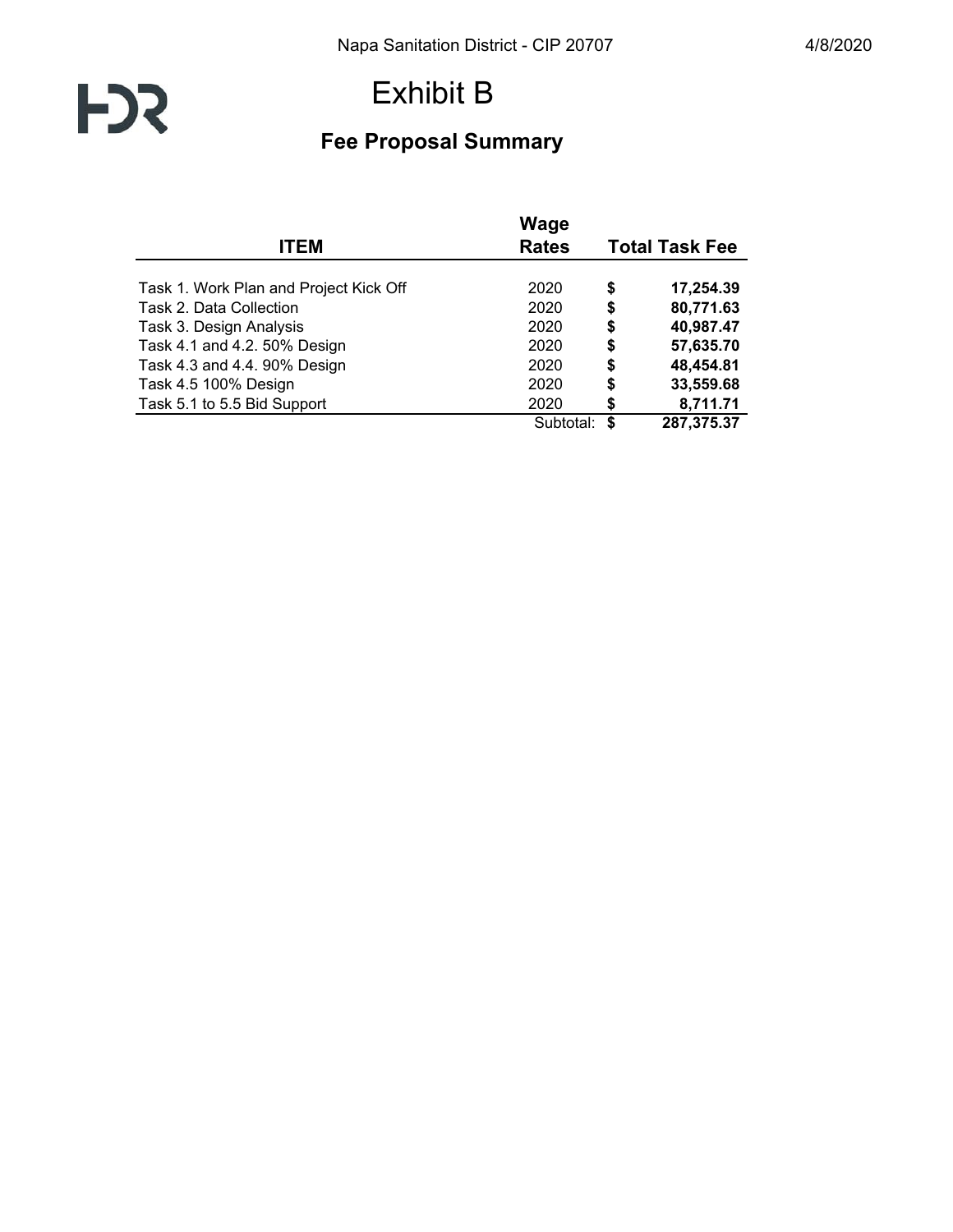# Exhibit B

## Fee Proposal Summary

| ITEM | Wage Rates | Total Task Fee |
|---|---|---|
| Task 1. Work Plan and Project Kick Off | 2020 | $ **17,254.39** |
| Task 2. Data Collection | 2020 | $ **80,771.63** |
| Task 3. Design Analysis | 2020 | $ **40,987.47** |
| Task 4.1 and 4.2. 50% Design | 2020 | $ **57,635.70** |
| Task 4.3 and 4.4. 90% Design | 2020 | $ **48,454.81** |
| Task 4.5 100% Design | 2020 | $ **33,559.68** |
| Task 5.1 to 5.5 Bid Support | 2020 | $ **8,711.71** |
| | Subtotal: | $ **287,375.37** |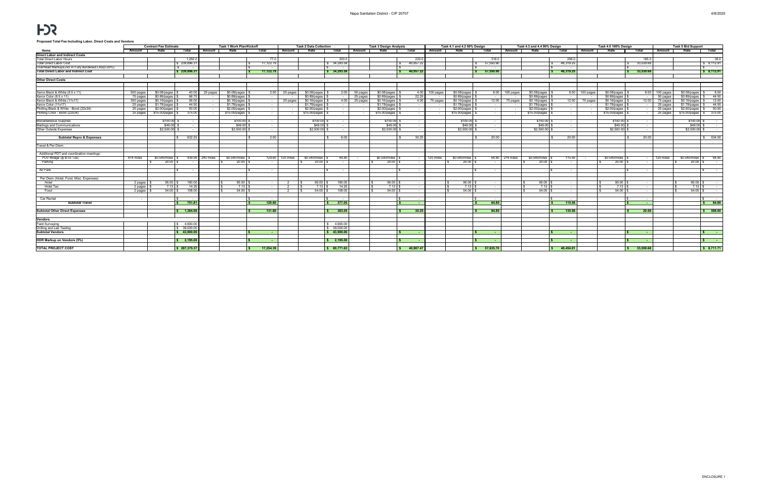# Napa Sanitation District - CIP 20707

**HDR**

**Proposed Total Fee Including Labor, Direct Costs and Vendors**

| | Contract Fee Estimate | | | Task 1 Work Plan/Kickoff | | | Task 2 Data Collection | | | Task 3 Design Analysis | | | Task 4.1 and 4.2 50% Design | | | Task 4.3 and 4.4 90% Design | | | Task 4.5 100% Design | | | Task 5 Bid Support | | |
|---|---|---|---|---|---|---|---|---|---|---|---|---|---|---|---|---|---|---|---|---|---|---|---|---|
| **Items** | **Amount** | **Rate** | **Total** | **Amount** | **Rate** | **Total** | **Amount** | **Rate** | **Total** | **Amount** | **Rate** | **Total** | **Amount** | **Rate** | **Total** | **Amount** | **Rate** | **Total** | **Amount** | **Rate** | **Total** | **Amount** | **Rate** | **Total** |
| **Direct Labor and Indirect Costs** | | | | | | | | | | | | | | | | | | | | | | | | |
| Total Direct Labor Hours | | | 1,292.0 | | | 77.0 | | | 200.0 | | | 220.0 | | | 316.0 | | | 256.0 | | | 185.0 | | | 38.0 |
| Total Direct Labor Cost | | | $ 239,896.31 | | | $ 17,122.79 | | | $ 34,293.58 | | | $ 40,957.22 | | | $ 57,550.90 | | | $ 48,319.25 | | | $ 33,539.68 | | | $ 8,112.91 |
| Overhead Markups,incl in Fully Burdened LRs(0.00%) | | | $ - | | | $ - | | | $ - | | | $ - | | | $ - | | | $ - | | | $ - | | | $ - |
| **Total Direct Labor and Indirect Cost** | | | **$ 239,896.31** | | | **$ 17,122.79** | | | **$ 34,293.58** | | | **$ 40,957.22** | | | **$ 57,550.90** | | | **$ 48,319.25** | | | **$ 33,539.68** | | | **$ 8,112.91** |
| **Other Direct Costs** | | | | | | | | | | | | | | | | | | | | | | | | |
| Xerox Black & White (8.5 x 11) | 500 pages | $0.08/pages | $ 40.00 | 25 pages | $0.08/pages | $ 2.00 | 25 pages | $0.08/pages | $ 2.00 | 50 pages | $0.08/pages | $ 4.00 | 100 pages | $0.08/pages | $ 8.00 | 100 pages | $0.08/pages | $ 8.00 | 100 pages | $0.08/pages | $ 8.00 | 100 pages | $0.08/pages | $ 8.00 |
| Xerox Color (8.5 x 11) | 75 pages | $0.89/pages | $ 66.75 | - | $0.89/pages | $ - | - | $0.89/pages | $ - | 25 pages | $0.89/pages | $ 22.25 | - | $0.89/pages | $ - | - | $0.89/pages | $ - | - | $0.89/pages | $ - | 50 pages | $0.89/pages | $ 44.50 |
| Xerox Black & White (11x17) | 350 pages | $0.16/pages | $ 56.00 | - | $0.16/pages | $ - | 25 pages | $0.16/pages | $ 4.00 | 25 pages | $0.16/pages | $ 4.00 | 75 pages | $0.16/pages | $ 12.00 | 75 pages | $0.16/pages | $ 12.00 | 75 pages | $0.16/pages | $ 12.00 | 75 pages | $0.16/pages | $ 12.00 |
| Xerox Color (11x17) | 25 pages | $1.78/pages | $ 44.50 | - | $1.78/pages | $ - | - | $1.78/pages | $ - | - | $1.78/pages | $ - | - | $1.78/pages | $ - | - | $1.78/pages | $ - | - | $1.78/pages | $ - | 25 pages | $1.78/pages | $ 44.50 |
| Plotting Black & White - Bond (22x34) | 25 pages | $2.00/pages | $ 50.00 | - | $2.00/pages | $ - | - | $2.00/pages | $ - | - | $2.00/pages | $ - | - | $2.00/pages | $ - | - | $2.00/pages | $ - | - | $2.00/pages | $ - | 25 pages | $2.00/pages | $ 50.00 |
| Plotting Color - Bond (22x34) | 25 pages | $15.00/pages | $ 375.00 | - | $15.00/pages | $ - | - | $15.00/pages | $ - | - | $15.00/pages | $ - | - | $15.00/pages | $ - | - | $15.00/pages | $ - | - | $15.00/pages | $ - | 25 pages | $15.00/pages | $ 375.00 |
| Miscellaneous Supplies | | $100.00 | $ - | | $100.00 | $ - | | $100.00 | $ - | | $100.00 | $ - | | $100.00 | $ - | | $100.00 | $ - | | $100.00 | $ - | | $100.00 | $ - |
| Mailings and Communications | | $49.00 | $ - | | $49.00 | $ - | | $49.00 | $ - | | $49.00 | $ - | | $49.00 | $ - | | $49.00 | $ - | | $49.00 | $ - | | $49.00 | $ - |
| Other Outside Expenses | | $2,500.00 | $ - | | $2,500.00 | $ - | | $2,500.00 | $ - | | $2,500.00 | $ - | | $2,500.00 | $ - | | $2,500.00 | $ - | | $2,500.00 | $ - | | $2,500.00 | $ - |
| **Subtotal Repro & Expenses** | | | $ 632.25 | | | $ 2.00 | | | $ 6.00 | | | $ 30.25 | | | $ 20.00 | | | $ 20.00 | | | $ 20.00 | | | $ 534.00 |
| Travel & Per Diem: | | | | | | | | | | | | | | | | | | | | | | | | |
| Additional PDT and coordination meetings: | | | | | | | | | | | | | | | | | | | | | | | | |
| POV Mileage (@ $0.54 / mile) | 814 miles | $0.540/miles | $ 439.56 | 240 miles | $0.540/miles | $ 129.60 | 120 miles | $0.540/miles | $ 64.80 | - | $0.540/miles | $ - | 120 miles | $0.540/miles | $ 64.80 | 214 miles | $0.540/miles | $ 115.56 | - | $0.540/miles | $ - | 120 miles | $0.540/miles | $ 64.80 |
| Parking | | $ 20.00 | $ - | | $ 20.00 | $ - | | $ 20.00 | $ - | | $ 20.00 | $ - | | $ 20.00 | $ - | | $ 20.00 | $ - | | $ 20.00 | $ - | | $ 20.00 | $ - |
| Air Fare | | | $ - | | | $ - | | | $ - | | | $ - | | | $ - | | | $ - | | | $ - | | | $ - |
| Per Diem (Hotel, Food, Misc. Expenses) | | | | | | | | | | | | | | | | | | | | | | | | |
| Hotel | 2 pages | $ 95.00 | $ 190.00 | | $ 95.00 | $ - | 2 | $ 95.00 | $ 190.00 | | $ 95.00 | $ - | | $ 95.00 | $ - | | $ 95.00 | $ - | | $ 95.00 | $ - | | $ 95.00 | $ - |
| Hotel Tax | 2 pages | $ 7.13 | $ 14.25 | | $ 7.13 | $ - | 2 | $ 7.13 | $ 14.25 | | $ 7.13 | $ - | | $ 7.13 | $ - | | $ 7.13 | $ - | | $ 7.13 | $ - | | $ 7.13 | $ - |
| Food | 2 pages | $ 54.00 | $ 108.00 | | $ 54.00 | $ - | 2 | $ 54.00 | $ 108.00 | | $ 54.00 | $ - | | $ 54.00 | $ - | | $ 54.00 | $ - | | $ 54.00 | $ - | | $ 54.00 | $ - |
| Car Rental | - | | $ - | | | $ - | | | $ - | | | $ - | | | $ - | | | $ - | | | $ - | | | $ - |
| **Subtotal Travel** | | | **$ 751.81** | | | **$ 129.60** | | | **$ 377.05** | | | **$ -** | | | **$ 64.80** | | | **$ 115.56** | | | **$ -** | | | **$ 64.80** |
| **Subtotal Other Direct Expenses** | | | **$ 1,384.06** | | | **$ 131.60** | | | **$ 383.05** | | | **$ 30.25** | | | **$ 84.80** | | | **$ 135.56** | | | **$ 20.00** | | | **$ 598.80** |
| **Vendors** | | | | | | | | | | | | | | | | | | | | | | | | |
| Field Surveying | | | $ 4,900.00 | | | | | | $ 4,900.00 | | | | | | | | | | | | | | | |
| Drilling and Lab Testing | | | $ 39,000.00 | | | | | | $ 39,000.00 | | | | | | | | | | | | | | | |
| **Subtotal Vendors** | | | **$ 43,900.00** | | | **$ -** | | | **$ 43,900.00** | | | **$ -** | | | **$ -** | | | **$ -** | | | **$ -** | | | **$ -** |
| **HDR Markup on Vendors (5%)** | | | **$ 2,195.00** | | | **$ -** | | | **$ 2,195.00** | | | **$ -** | | | **$ -** | | | **$ -** | | | **$ -** | | | **$ -** |
| **TOTAL PROJECT COST** | | | **$ 287,375.37** | | | **$ 17,254.39** | | | **$ 80,771.63** | | | **$ 40,987.47** | | | **$ 57,635.70** | | | **$ 48,454.81** | | | **$ 33,559.68** | | | **$ 8,711.71** |

ENCLOSURE 1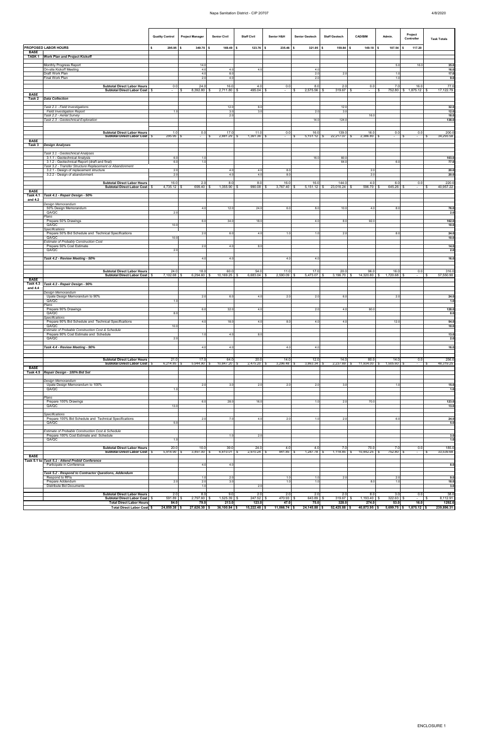# Napa Sanitation District - CIP 20707

4/8/2020

| | | Quality Control | Project Manager | Senior Civil | Staff Civil | Senior H&H | Senior Geotech | Staff Geotech | CAD/BIM | Admin. | Project Controller | Task Totals |
|---|---|---|---|---|---|---|---|---|---|---|---|---|
| **PROPOSED LABOR HOURS** | | $ 295.95 | $ 349.70 | $ 169.49 | $ 123.76 | $ 235.46 | $ 321.95 | $ 159.84 | $ 149.18 | $ 107.54 | $ 117.20 | |
| **BASE TASK 1** | **Work Plan and Project Kickoff** | | | | | | | | | | | |
| | Monthly Progress Report | | 14.0 | | | | | | | 5.0 | 16.0 | 35.0 |
| | On-site Kickoff Meeting | | 4.0 | 4.0 | 4.0 | | 4.0 | | | | | 16.0 |
| | Draft Work Plan | | 4.0 | 8.0 | | | 2.0 | 2.0 | | 1.0 | | 17.0 |
| | Final Work Plan | | 2.0 | 4.0 | | | 2.0 | | | 1.0 | | 9.0 |
| | **Subtotal Direct Labor Hours** | 0.0 | 24.0 | 16.0 | 4.0 | 0.0 | 8.0 | 2.0 | 0.0 | 7.0 | 16.0 | 77.0 |
| | **Subtotal Direct Labor Cost** | $ - | $ 8,392.80 | $ 2,711.80 | $ 495.04 | $ - | $ 2,575.56 | $ 319.67 | $ - | $ 752.80 | $ 1,875.12 | $ 17,122.79 |
| **BASE Task 2** | ***Data Collection*** | | | | | | | | | | | |
| | *Task 2.1 - Field Investigations* | | | 12.0 | 8.0 | | | 12.0 | | | | 32.0 |
| | *Field Investigation Report* | 1.0 | | 3.0 | 3.0 | | 2.0 | 3.0 | | | | 12.0 |
| | *Task 2.2 - Aerial Survey* | | | 2.0 | | | | | 16.0 | | | 18.0 |
| | *Task 2.3 - Geotechnical Exploration* | | | | | | 14.0 | 124.0 | | | | 138.0 |
| | **Subtotal Direct Labor Hours** | 1.0 | 0.0 | 17.0 | 11.0 | 0.0 | 16.0 | 139.0 | 16.0 | 0.0 | 0.0 | 200.0 |
| | **Subtotal Direct Labor Cost** | $ 295.95 | $ - | $ 2,881.29 | $ 1,361.36 | $ - | $ 5,151.12 | $ 22,217.07 | $ 2,386.80 | $ - | $ - | $ 34,293.58 |
| **BASE Task 3** | ***Design Analyses*** | | | | | | | | | | | |
| | *Task 3.1 - Geotechnical Analyses* | | | | | | | | | | | |
| | 3.1.1 - Geotechnical Analysis | 6.0 | 1.0 | | | | 16.0 | 80.0 | | | | 103.0 |
| | 3.1.2 - Geotechnical Report (draft and final) | 6.0 | 1.0 | | | | | 64.0 | | 6.0 | | 77.0 |
| | *Task 3.2 - Transfer Structure Replacement or Abandonment* | | | | | | | | | | | |
| | 3.2.1 - Design of replacement structure | 2.0 | | 4.0 | 4.0 | 8.0 | | | 2.0 | | | 20.0 |
| | 3.2.2 - Design of abandonment | 2.0 | | 4.0 | 4.0 | 8.0 | | | 2.0 | | | 20.0 |
| | **Subtotal Direct Labor Hours** | 16.0 | 2.0 | 8.0 | 8.0 | 16.0 | 16.0 | 144.0 | 4.0 | 6.0 | 0.0 | 220.0 |
| | **Subtotal Direct Labor Cost** | $ 4,735.12 | $ 699.40 | $ 1,355.90 | $ 990.08 | $ 3,767.40 | $ 5,151.12 | $ 23,016.24 | $ 596.70 | $ 645.26 | $ - | $ 40,957.22 |
| **BASE Task 4.1 and 4.2** | ***Task 4.1 - Repair Design - 50%*** | | | | | | | | | | | |
| | *Design Memorandum* | | | | | | | | | | | |
| | 50% Design Memorandum | | 4.0 | 12.0 | 24.0 | 6.0 | 8.0 | 10.0 | 4.0 | 8.0 | | 76.0 |
| | QA/QC | 2.0 | | | | | | | | | | 2.0 |
| | *Plans* | | | | | | | | | | | |
| | Prepare 50% Drawings | | 6.0 | 34.0 | 18.0 | | 4.0 | 8.0 | 92.0 | | | 162.0 |
| | QA/QC | 10.0 | | | | | | | | | | 10.0 |
| | *Specifications* | | | | | | | | | | | |
| | Prepare 50% Bid Schedule and Technical Specifications | | 2.0 | 6.0 | 4.0 | 1.0 | 1.0 | 2.0 | | 8.0 | | 24.0 |
| | QA/QC | 10.0 | | | | | | | | | | 10.0 |
| | *Estimate of Probably Construction Cost* | | | | | | | | | | | |
| | Prepare 50% Cost Estimate | | 2.0 | 4.0 | 8.0 | | | | | | | 14.0 |
| | QA/QC | 2.0 | | | | | | | | | | 2.0 |
| | ***Task 4.2 - Review Meeting - 50%*** | | 4.0 | 4.0 | | 4.0 | 4.0 | | | | | 16.0 |
| | **Subtotal Direct Labor Hours** | 24.0 | 18.0 | 60.0 | 54.0 | 11.0 | 17.0 | 20.0 | 96.0 | 16.0 | 0.0 | 316.0 |
| | **Subtotal Direct Labor Cost** | $ 7,102.68 | $ 6,294.60 | $ 10,169.25 | $ 6,683.04 | $ 2,590.09 | $ 5,473.07 | $ 3,196.70 | $ 14,320.80 | $ 1,720.68 | $ - | $ 57,550.90 |
| **BASE Task 4.3 and 4.4** | ***Task 4.3 - Repair Design - 90%*** | | | | | | | | | | | |
| | *Design Memorandum* | | | | | | | | | | | |
| | Upate Design Memorandum to 90% | | 2.0 | 6.0 | 4.0 | 2.0 | 2.0 | 6.0 | | 2.0 | | 24.0 |
| | QA/QC | 1.0 | | | | | | | | | | 1.0 |
| | *Plans* | | | | | | | | | | | |
| | Prepare 90% Drawings | | 6.0 | 32.0 | 4.0 | | 2.0 | 4.0 | 80.0 | | | 128.0 |
| | QA/QC | 8.0 | | | | | | | | | | 8.0 |
| | *Specifications* | | | | | | | | | | | |
| | Prepare 90% Bid Schedule and Technical Specifications | | 4.0 | 18.0 | 4.0 | 8.0 | 4.0 | 4.0 | | 12.0 | | 54.0 |
| | QA/QC | 10.0 | | | | | | | | | | 10.0 |
| | *Estimate of Probable Construction Cost & Schedule* | | | | | | | | | | | |
| | Prepare 90% Cost Estimate and Schedule | | 1.0 | 4.0 | 8.0 | | | | | | | 13.0 |
| | QA/QC | 2.0 | | | | | | | | | | 2.0 |
| | ***Task 4.4 - Review Meeting - 90%*** | | 4.0 | 4.0 | | 4.0 | 4.0 | | | | | 16.0 |
| | **Subtotal Direct Labor Hours** | 21.0 | 17.0 | 64.0 | 20.0 | 14.0 | 12.0 | 14.0 | 80.0 | 14.0 | 0.0 | 256.0 |
| | **Subtotal Direct Labor Cost** | $ 6,214.85 | $ 5,944.90 | $ 10,847.20 | $ 2,475.20 | $ 3,296.48 | $ 3,863.34 | $ 2,237.69 | $ 11,934.00 | $ 1,505.60 | $ - | $ 48,319.25 |
| **BASE Task 4.5** | ***Repair Design - 100% Bid Set*** | | | | | | | | | | | |
| | *Design Memorandum* | | | | | | | | | | | |
| | Upate Design Memorandum to 100% | | 2.0 | 3.0 | 2.0 | 2.0 | 2.0 | 3.0 | | 1.0 | | 15.0 |
| | QA/QC | 1.0 | | | | | | | | | | 1.0 |
| | *Plans* | | | | | | | | | | | |
| | Prepare 100% Drawings | | 8.0 | 28.0 | 16.0 | | 1.0 | 2.0 | 70.0 | | | 125.0 |
| | QA/QC | 13.0 | | | | | | | | | | 13.0 |
| | *Specifications* | | | | | | | | | | | |
| | Prepare 100% Bid Schedule and Technical Specifications | | 2.0 | 7.0 | 4.0 | 2.0 | 1.0 | 2.0 | | 6.0 | | 24.0 |
| | QA/QC | 5.0 | | | | | | | | | | 5.0 |
| | *Estimate of Probable Construction Cost & Schedule* | | | | | | | | | | | |
| | Prepare 100% Cost Estimate and Schedule | | | 1.0 | 2.0 | | | | | | | 3.0 |
| | QA/QC | 1.0 | | | | | | | | | | 1.0 |
| | **Subtotal Direct Labor Hours** | 20.0 | 10.0 | 39.0 | 24.0 | 4.0 | 4.0 | 7.0 | 70.0 | 7.0 | 0.0 | 185.0 |
| | **Subtotal Direct Labor Cost** | $ 5,918.90 | $ 3,497.00 | $ 6,610.01 | $ 2,970.24 | $ 941.85 | $ 1,287.78 | $ 1,118.85 | $ 10,442.25 | $ 752.80 | $ - | $ 33,539.68 |
| **BASE Task 5.1 to** | ***Task 5.1 - Attend Prebid Conference*** | | | | | | | | | | | |
| | Participate in Conference | | 4.0 | 4.0 | | | | | | | | 8.0 |
| | ***Task 5.2 - Respond to Contractor Questions, Addendum*** | | | | | | | | | | | |
| | Respond to RFIs | | 1.0 | 2.0 | | 1.0 | 1.0 | 2.0 | | 2.0 | | 9.0 |
| | Prepare Addendum | 2.0 | 2.0 | 3.0 | | 1.0 | 1.0 | | 8.0 | 1.0 | | 18.0 |
| | Distribute Bid Documents | | 1.0 | | 2.0 | | | | | | | 3.0 |
| | **Subtotal Direct Labor Hours** | 2.0 | 8.0 | 9.0 | 2.0 | 2.0 | 2.0 | 2.0 | 8.0 | 3.0 | 0.0 | 38.0 |
| | **Subtotal Direct Labor Cost** | $ 591.89 | $ 2,797.60 | $ 1,525.39 | $ 247.52 | $ 470.93 | $ 643.89 | $ 319.67 | $ 1,193.40 | $ 322.63 | $ - | $ 8,112.91 |
| | **Total Direct Labor Hours** | 84.0 | 79.0 | 213.0 | 123.0 | 47.0 | 75.0 | 328.0 | 274.0 | 53.0 | 16.0 | 1292.0 |
| | **Total Direct Labor Cost** | $ 24,859.38 | $ 27,626.30 | $ 36,100.84 | $ 15,222.48 | $ 11,066.74 | $ 24,145.88 | $ 52,425.88 | $ 40,873.95 | $ 5,699.75 | $ 1,875.12 | $ 239,896.31 |

ENCLOSURE 1